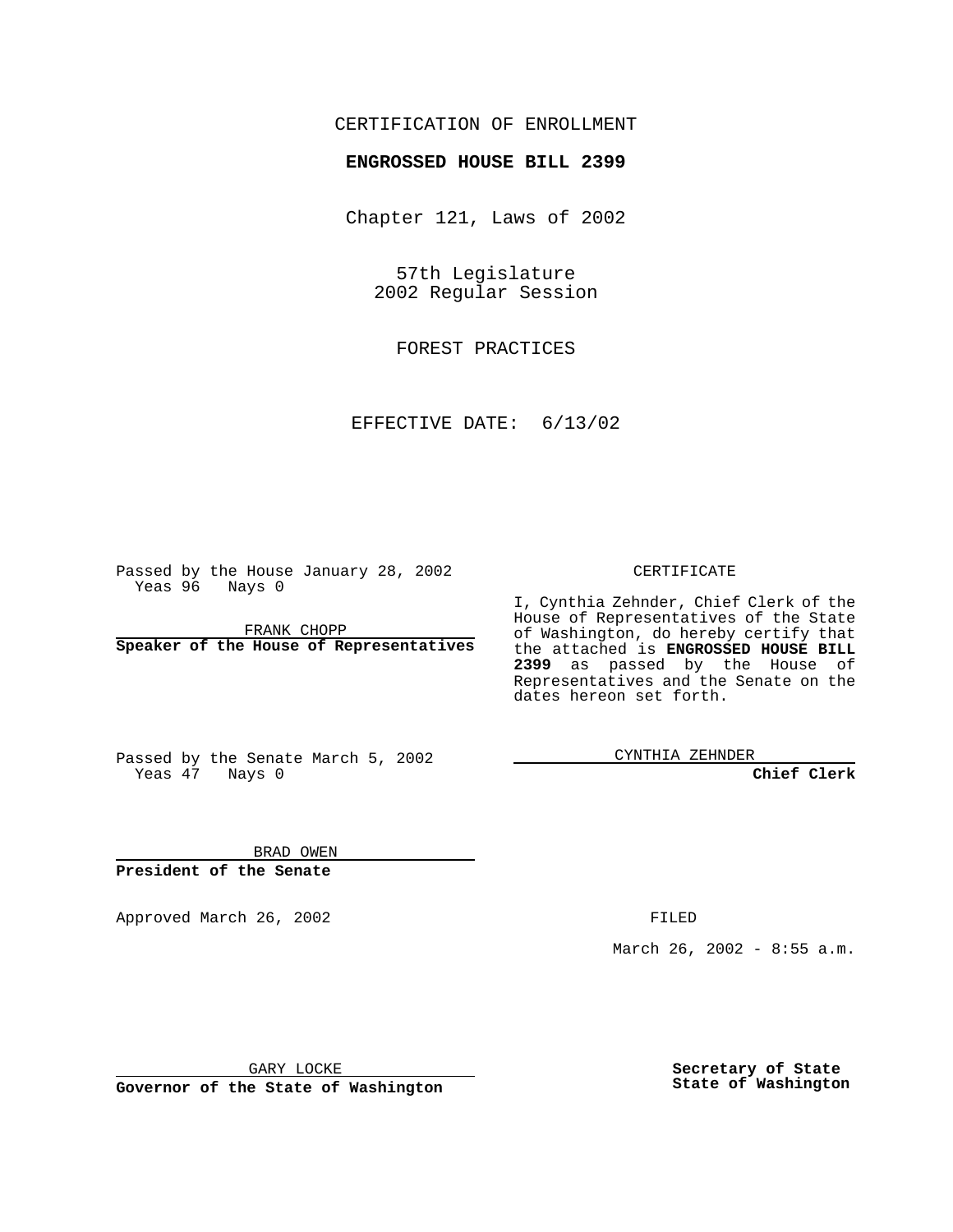CERTIFICATION OF ENROLLMENT

**ENGROSSED HOUSE BILL 2399**

Chapter 121, Laws of 2002

57th Legislature
2002 Regular Session

FOREST PRACTICES

EFFECTIVE DATE: 6/13/02

Passed by the House January 28, 2002
Yeas 96 Nays 0

FRANK CHOPP
**Speaker of the House of Representatives**

Passed by the Senate March 5, 2002
Yeas 47 Nays 0

BRAD OWEN
**President of the Senate**

Approved March 26, 2002

GARY LOCKE
**Governor of the State of Washington**

CERTIFICATE

I, Cynthia Zehnder, Chief Clerk of the House of Representatives of the State of Washington, do hereby certify that the attached is **ENGROSSED HOUSE BILL 2399** as passed by the House of Representatives and the Senate on the dates hereon set forth.

CYNTHIA ZEHNDER
**Chief Clerk**

FILED

March 26, 2002 - 8:55 a.m.

**Secretary of State**
**State of Washington**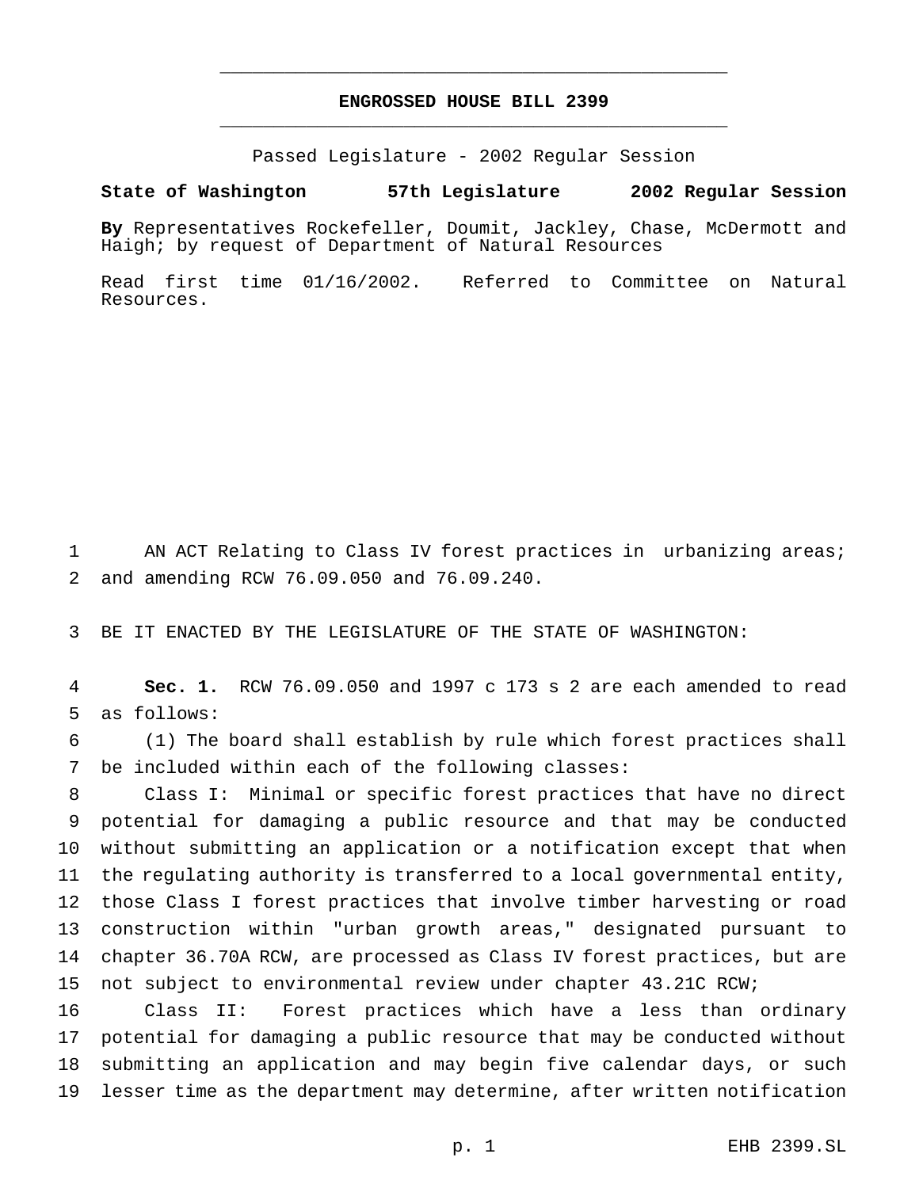**ENGROSSED HOUSE BILL 2399**

Passed Legislature - 2002 Regular Session

**State of Washington 57th Legislature 2002 Regular Session**

**By** Representatives Rockefeller, Doumit, Jackley, Chase, McDermott and Haigh; by request of Department of Natural Resources

Read first time 01/16/2002. Referred to Committee on Natural Resources.

1 AN ACT Relating to Class IV forest practices in urbanizing areas;
2 and amending RCW 76.09.050 and 76.09.240.

3 BE IT ENACTED BY THE LEGISLATURE OF THE STATE OF WASHINGTON:

4 **Sec. 1.** RCW 76.09.050 and 1997 c 173 s 2 are each amended to read
5 as follows:

6 (1) The board shall establish by rule which forest practices shall
7 be included within each of the following classes:

8 Class I: Minimal or specific forest practices that have no direct
9 potential for damaging a public resource and that may be conducted
10 without submitting an application or a notification except that when
11 the regulating authority is transferred to a local governmental entity,
12 those Class I forest practices that involve timber harvesting or road
13 construction within "urban growth areas," designated pursuant to
14 chapter 36.70A RCW, are processed as Class IV forest practices, but are
15 not subject to environmental review under chapter 43.21C RCW;

16 Class II: Forest practices which have a less than ordinary
17 potential for damaging a public resource that may be conducted without
18 submitting an application and may begin five calendar days, or such
19 lesser time as the department may determine, after written notification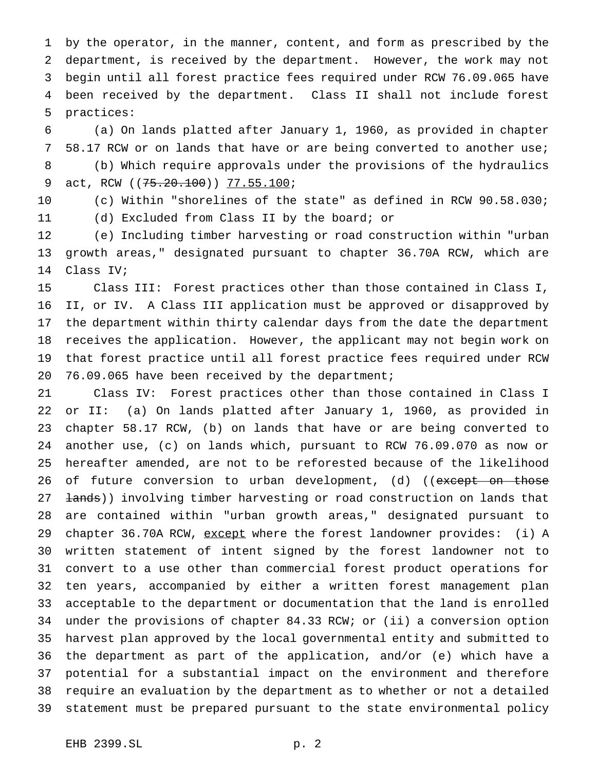by the operator, in the manner, content, and form as prescribed by the department, is received by the department. However, the work may not begin until all forest practice fees required under RCW 76.09.065 have been received by the department. Class II shall not include forest practices:

(a) On lands platted after January 1, 1960, as provided in chapter 58.17 RCW or on lands that have or are being converted to another use;

(b) Which require approvals under the provisions of the hydraulics act, RCW ((~~75.20.100~~)) <u>77.55.100</u>;

(c) Within "shorelines of the state" as defined in RCW 90.58.030;

(d) Excluded from Class II by the board; or

(e) Including timber harvesting or road construction within "urban growth areas," designated pursuant to chapter 36.70A RCW, which are Class IV;

Class III: Forest practices other than those contained in Class I, II, or IV. A Class III application must be approved or disapproved by the department within thirty calendar days from the date the department receives the application. However, the applicant may not begin work on that forest practice until all forest practice fees required under RCW 76.09.065 have been received by the department;

Class IV: Forest practices other than those contained in Class I or II: (a) On lands platted after January 1, 1960, as provided in chapter 58.17 RCW, (b) on lands that have or are being converted to another use, (c) on lands which, pursuant to RCW 76.09.070 as now or hereafter amended, are not to be reforested because of the likelihood of future conversion to urban development, (d) ((~~except on those lands~~)) involving timber harvesting or road construction on lands that are contained within "urban growth areas," designated pursuant to chapter 36.70A RCW, <u>except</u> where the forest landowner provides: (i) A written statement of intent signed by the forest landowner not to convert to a use other than commercial forest product operations for ten years, accompanied by either a written forest management plan acceptable to the department or documentation that the land is enrolled under the provisions of chapter 84.33 RCW; or (ii) a conversion option harvest plan approved by the local governmental entity and submitted to the department as part of the application, and/or (e) which have a potential for a substantial impact on the environment and therefore require an evaluation by the department as to whether or not a detailed statement must be prepared pursuant to the state environmental policy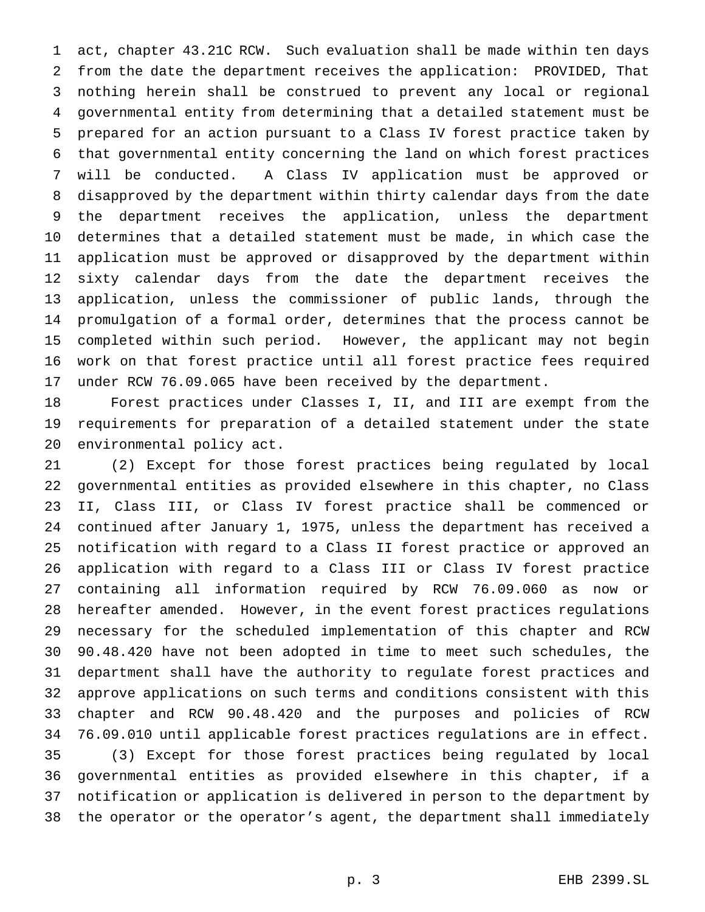act, chapter 43.21C RCW. Such evaluation shall be made within ten days from the date the department receives the application: PROVIDED, That nothing herein shall be construed to prevent any local or regional governmental entity from determining that a detailed statement must be prepared for an action pursuant to a Class IV forest practice taken by that governmental entity concerning the land on which forest practices will be conducted. A Class IV application must be approved or disapproved by the department within thirty calendar days from the date the department receives the application, unless the department determines that a detailed statement must be made, in which case the application must be approved or disapproved by the department within sixty calendar days from the date the department receives the application, unless the commissioner of public lands, through the promulgation of a formal order, determines that the process cannot be completed within such period. However, the applicant may not begin work on that forest practice until all forest practice fees required under RCW 76.09.065 have been received by the department.

Forest practices under Classes I, II, and III are exempt from the requirements for preparation of a detailed statement under the state environmental policy act.

(2) Except for those forest practices being regulated by local governmental entities as provided elsewhere in this chapter, no Class II, Class III, or Class IV forest practice shall be commenced or continued after January 1, 1975, unless the department has received a notification with regard to a Class II forest practice or approved an application with regard to a Class III or Class IV forest practice containing all information required by RCW 76.09.060 as now or hereafter amended. However, in the event forest practices regulations necessary for the scheduled implementation of this chapter and RCW 90.48.420 have not been adopted in time to meet such schedules, the department shall have the authority to regulate forest practices and approve applications on such terms and conditions consistent with this chapter and RCW 90.48.420 and the purposes and policies of RCW 76.09.010 until applicable forest practices regulations are in effect.

(3) Except for those forest practices being regulated by local governmental entities as provided elsewhere in this chapter, if a notification or application is delivered in person to the department by the operator or the operator's agent, the department shall immediately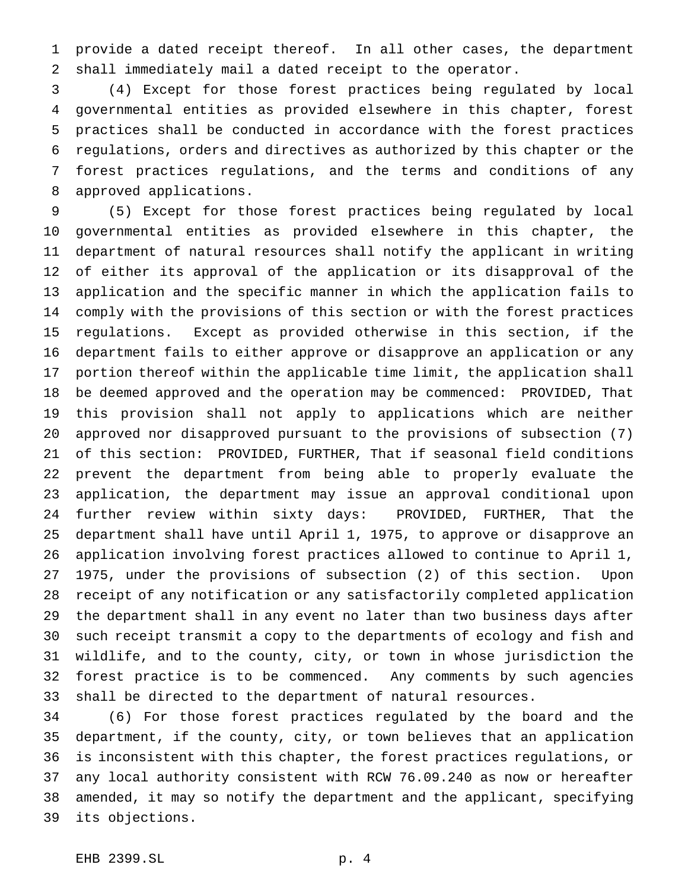provide a dated receipt thereof. In all other cases, the department shall immediately mail a dated receipt to the operator.

(4) Except for those forest practices being regulated by local governmental entities as provided elsewhere in this chapter, forest practices shall be conducted in accordance with the forest practices regulations, orders and directives as authorized by this chapter or the forest practices regulations, and the terms and conditions of any approved applications.

(5) Except for those forest practices being regulated by local governmental entities as provided elsewhere in this chapter, the department of natural resources shall notify the applicant in writing of either its approval of the application or its disapproval of the application and the specific manner in which the application fails to comply with the provisions of this section or with the forest practices regulations. Except as provided otherwise in this section, if the department fails to either approve or disapprove an application or any portion thereof within the applicable time limit, the application shall be deemed approved and the operation may be commenced: PROVIDED, That this provision shall not apply to applications which are neither approved nor disapproved pursuant to the provisions of subsection (7) of this section: PROVIDED, FURTHER, That if seasonal field conditions prevent the department from being able to properly evaluate the application, the department may issue an approval conditional upon further review within sixty days: PROVIDED, FURTHER, That the department shall have until April 1, 1975, to approve or disapprove an application involving forest practices allowed to continue to April 1, 1975, under the provisions of subsection (2) of this section. Upon receipt of any notification or any satisfactorily completed application the department shall in any event no later than two business days after such receipt transmit a copy to the departments of ecology and fish and wildlife, and to the county, city, or town in whose jurisdiction the forest practice is to be commenced. Any comments by such agencies shall be directed to the department of natural resources.

(6) For those forest practices regulated by the board and the department, if the county, city, or town believes that an application is inconsistent with this chapter, the forest practices regulations, or any local authority consistent with RCW 76.09.240 as now or hereafter amended, it may so notify the department and the applicant, specifying its objections.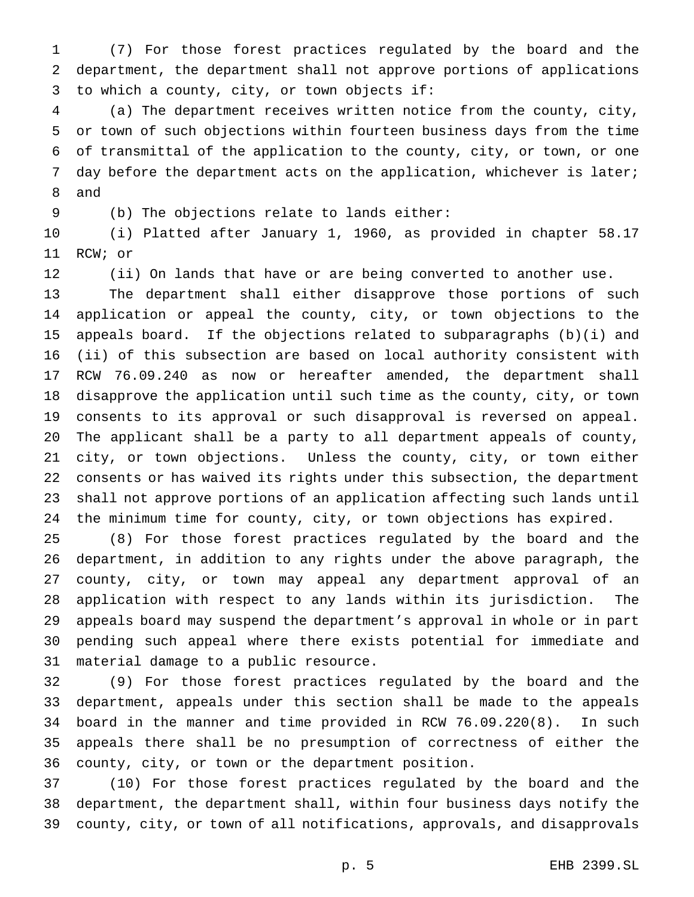(7) For those forest practices regulated by the board and the department, the department shall not approve portions of applications to which a county, city, or town objects if:

(a) The department receives written notice from the county, city, or town of such objections within fourteen business days from the time of transmittal of the application to the county, city, or town, or one day before the department acts on the application, whichever is later; and

(b) The objections relate to lands either:

(i) Platted after January 1, 1960, as provided in chapter 58.17 RCW; or

(ii) On lands that have or are being converted to another use.

The department shall either disapprove those portions of such application or appeal the county, city, or town objections to the appeals board. If the objections related to subparagraphs (b)(i) and (ii) of this subsection are based on local authority consistent with RCW 76.09.240 as now or hereafter amended, the department shall disapprove the application until such time as the county, city, or town consents to its approval or such disapproval is reversed on appeal. The applicant shall be a party to all department appeals of county, city, or town objections. Unless the county, city, or town either consents or has waived its rights under this subsection, the department shall not approve portions of an application affecting such lands until the minimum time for county, city, or town objections has expired.

(8) For those forest practices regulated by the board and the department, in addition to any rights under the above paragraph, the county, city, or town may appeal any department approval of an application with respect to any lands within its jurisdiction. The appeals board may suspend the department's approval in whole or in part pending such appeal where there exists potential for immediate and material damage to a public resource.

(9) For those forest practices regulated by the board and the department, appeals under this section shall be made to the appeals board in the manner and time provided in RCW 76.09.220(8). In such appeals there shall be no presumption of correctness of either the county, city, or town or the department position.

(10) For those forest practices regulated by the board and the department, the department shall, within four business days notify the county, city, or town of all notifications, approvals, and disapprovals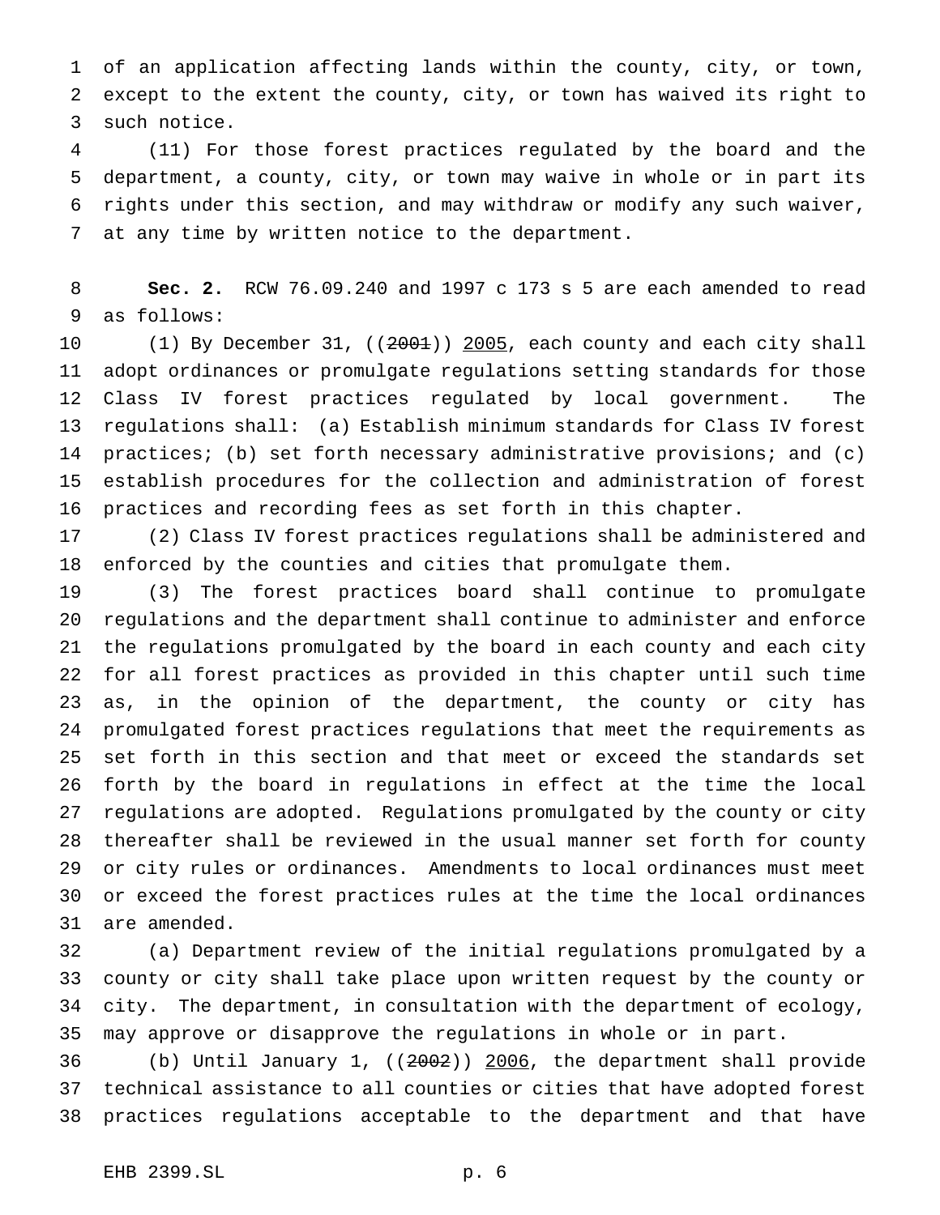of an application affecting lands within the county, city, or town, except to the extent the county, city, or town has waived its right to such notice.

(11) For those forest practices regulated by the board and the department, a county, city, or town may waive in whole or in part its rights under this section, and may withdraw or modify any such waiver, at any time by written notice to the department.

**Sec. 2.** RCW 76.09.240 and 1997 c 173 s 5 are each amended to read as follows:

(1) By December 31, ((~~2001~~)) <u>2005</u>, each county and each city shall adopt ordinances or promulgate regulations setting standards for those Class IV forest practices regulated by local government. The regulations shall: (a) Establish minimum standards for Class IV forest practices; (b) set forth necessary administrative provisions; and (c) establish procedures for the collection and administration of forest practices and recording fees as set forth in this chapter.

(2) Class IV forest practices regulations shall be administered and enforced by the counties and cities that promulgate them.

(3) The forest practices board shall continue to promulgate regulations and the department shall continue to administer and enforce the regulations promulgated by the board in each county and each city for all forest practices as provided in this chapter until such time as, in the opinion of the department, the county or city has promulgated forest practices regulations that meet the requirements as set forth in this section and that meet or exceed the standards set forth by the board in regulations in effect at the time the local regulations are adopted. Regulations promulgated by the county or city thereafter shall be reviewed in the usual manner set forth for county or city rules or ordinances. Amendments to local ordinances must meet or exceed the forest practices rules at the time the local ordinances are amended.

(a) Department review of the initial regulations promulgated by a county or city shall take place upon written request by the county or city. The department, in consultation with the department of ecology, may approve or disapprove the regulations in whole or in part.

(b) Until January 1, ((~~2002~~)) <u>2006</u>, the department shall provide technical assistance to all counties or cities that have adopted forest practices regulations acceptable to the department and that have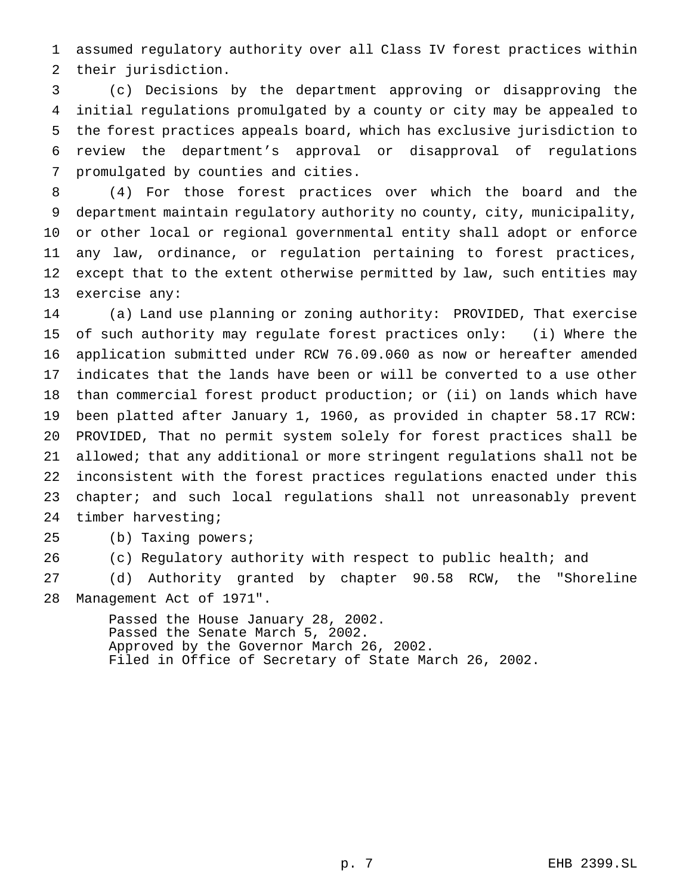assumed regulatory authority over all Class IV forest practices within their jurisdiction.

(c) Decisions by the department approving or disapproving the initial regulations promulgated by a county or city may be appealed to the forest practices appeals board, which has exclusive jurisdiction to review the department's approval or disapproval of regulations promulgated by counties and cities.

(4) For those forest practices over which the board and the department maintain regulatory authority no county, city, municipality, or other local or regional governmental entity shall adopt or enforce any law, ordinance, or regulation pertaining to forest practices, except that to the extent otherwise permitted by law, such entities may exercise any:

(a) Land use planning or zoning authority: PROVIDED, That exercise of such authority may regulate forest practices only: (i) Where the application submitted under RCW 76.09.060 as now or hereafter amended indicates that the lands have been or will be converted to a use other than commercial forest product production; or (ii) on lands which have been platted after January 1, 1960, as provided in chapter 58.17 RCW: PROVIDED, That no permit system solely for forest practices shall be allowed; that any additional or more stringent regulations shall not be inconsistent with the forest practices regulations enacted under this chapter; and such local regulations shall not unreasonably prevent timber harvesting;

(b) Taxing powers;

(c) Regulatory authority with respect to public health; and

(d) Authority granted by chapter 90.58 RCW, the "Shoreline Management Act of 1971".

Passed the House January 28, 2002.
Passed the Senate March 5, 2002.
Approved by the Governor March 26, 2002.
Filed in Office of Secretary of State March 26, 2002.